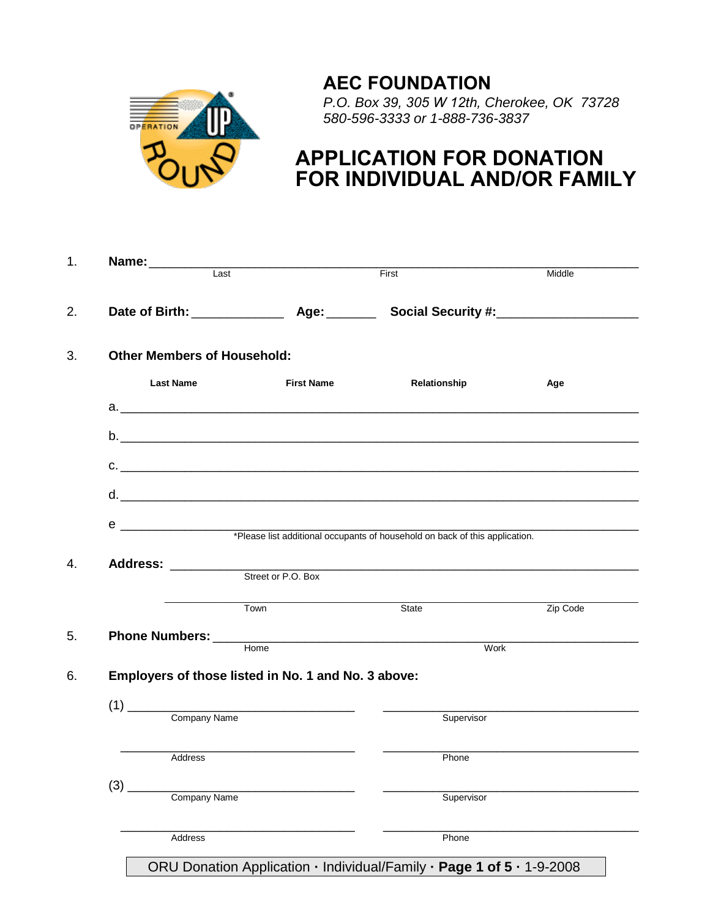# AEC FOUNDATION

*P.O. Box 39, 305 W 12th, Cherokee, OK 73728*
*580-596-3333 or 1-888-736-3837*

# APPLICATION FOR DONATION FOR INDIVIDUAL AND/OR FAMILY

1. **Name:** ______________________________________________________
   Last First Middle

2. **Date of Birth:** ____________ **Age:** _______ **Social Security #:** ___________________

3. **Other Members of Household:**

| | Last Name | First Name | Relationship | Age |
|---|---|---|---|---|
| a. | | | | |
| b. | | | | |
| c. | | | | |
| d. | | | | |
| e | | | | |

*Please list additional occupants of household on back of this application.

4. **Address:** ______________________________________________________
   Street or P.O. Box

   ______________________________________________________
   Town State Zip Code

5. **Phone Numbers:** ______________________________________________________
   Home Work

6. **Employers of those listed in No. 1 and No. 3 above:**

   (1) ______________________________ ______________________________
   Company Name Supervisor

   ______________________________ ______________________________
   Address Phone

   (3) ______________________________ ______________________________
   Company Name Supervisor

   ______________________________ ______________________________
   Address Phone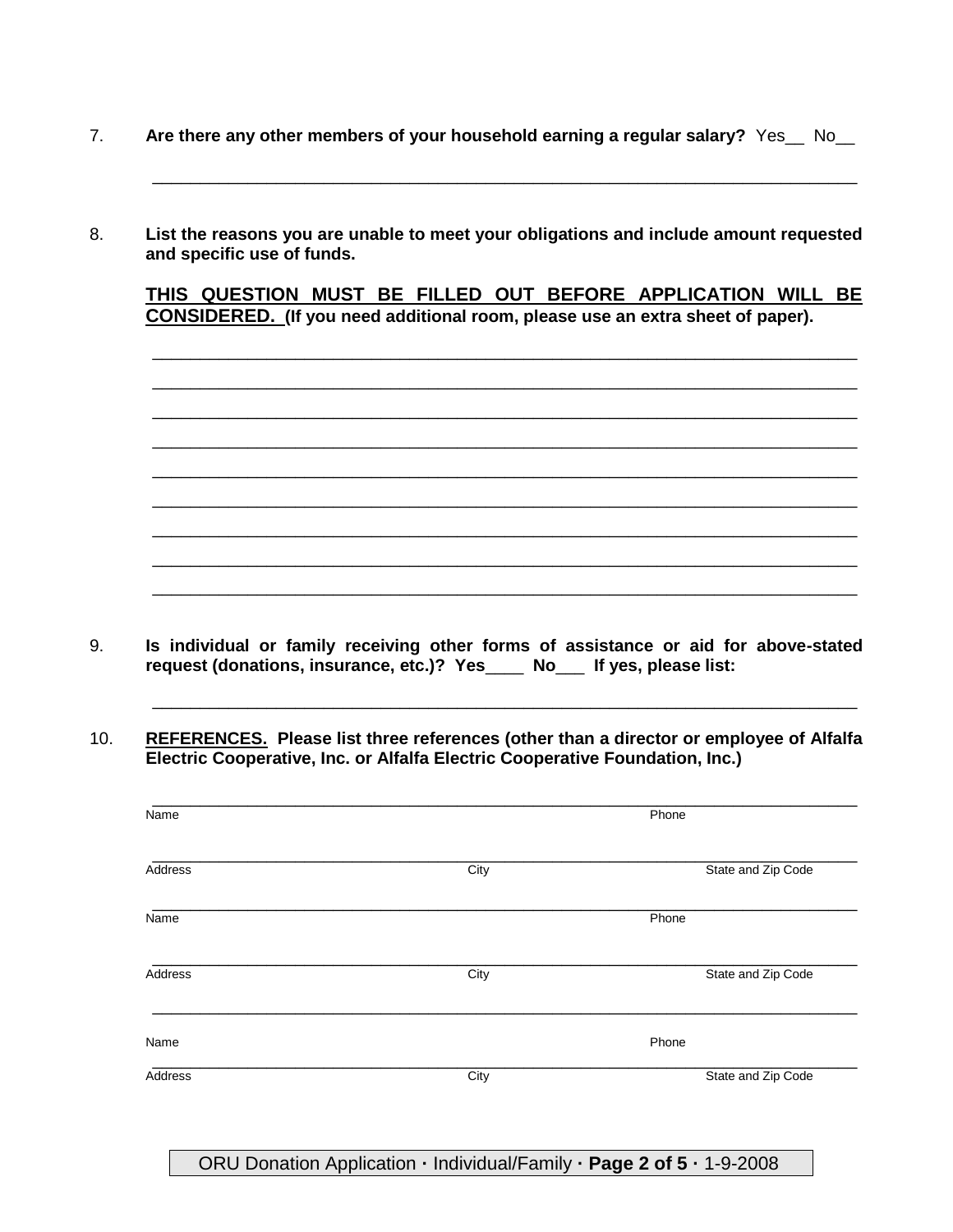7. **Are there any other members of your household earning a regular salary?** Yes__ No__

 ___________________________________________________________________________

8. **List the reasons you are unable to meet your obligations and include amount requested and specific use of funds.**

 **<u>THIS QUESTION MUST BE FILLED OUT BEFORE APPLICATION WILL BE CONSIDERED.</u> (If you need additional room, please use an extra sheet of paper).**

 ___________________________________________________________________________

 ___________________________________________________________________________

 ___________________________________________________________________________

 ___________________________________________________________________________

 ___________________________________________________________________________

 ___________________________________________________________________________

 ___________________________________________________________________________

 ___________________________________________________________________________

 ___________________________________________________________________________

9. **Is individual or family receiving other forms of assistance or aid for above-stated request (donations, insurance, etc.)? Yes____ No___ If yes, please list:**

 ___________________________________________________________________________

10. **<u>REFERENCES.</u> Please list three references (other than a director or employee of Alfalfa Electric Cooperative, Inc. or Alfalfa Electric Cooperative Foundation, Inc.)**

 ___________________________________________________________________________
 Name Phone

 ___________________________________________________________________________
 Address City State and Zip Code

 ___________________________________________________________________________
 Name Phone

 ___________________________________________________________________________
 Address City State and Zip Code

 ___________________________________________________________________________
 Name Phone

 ___________________________________________________________________________
 Address City State and Zip Code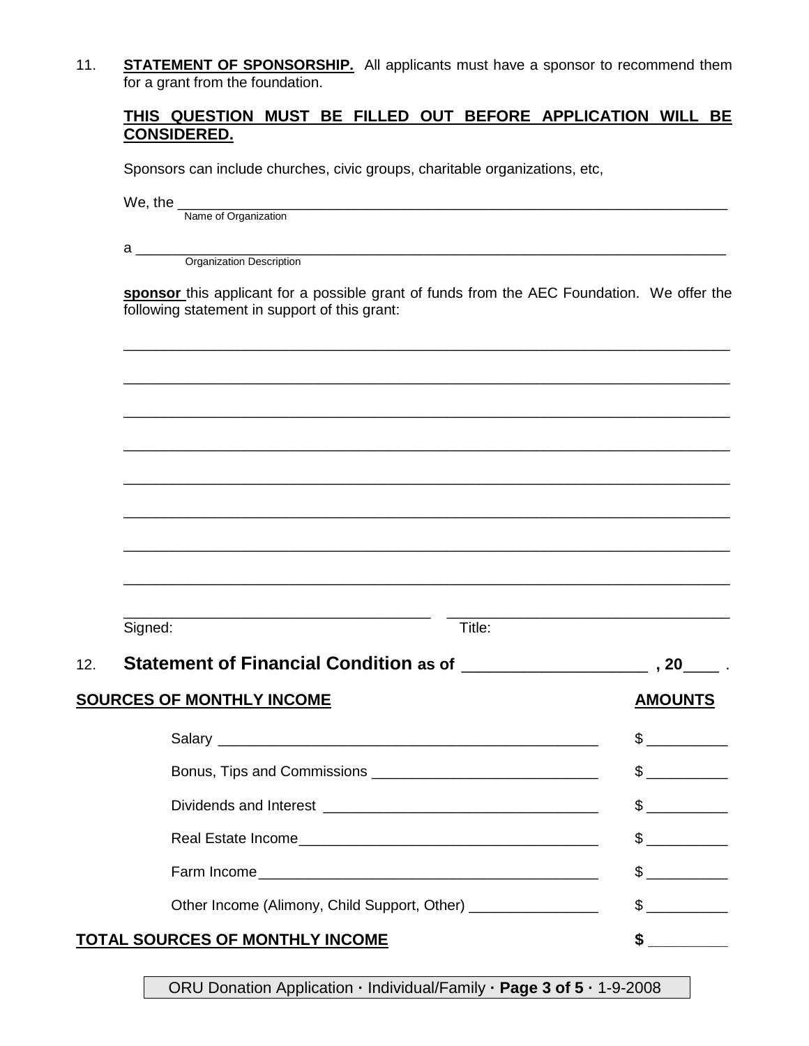11. **STATEMENT OF SPONSORSHIP.** All applicants must have a sponsor to recommend them for a grant from the foundation.

**THIS QUESTION MUST BE FILLED OUT BEFORE APPLICATION WILL BE CONSIDERED.**

Sponsors can include churches, civic groups, charitable organizations, etc,

We, the ______________________________________________________________
Name of Organization

a ______________________________________________________________
Organization Description

**sponsor** this applicant for a possible grant of funds from the AEC Foundation. We offer the following statement in support of this grant:

______________________________________________________________

______________________________________________________________

______________________________________________________________

______________________________________________________________

______________________________________________________________

______________________________________________________________

______________________________________________________________

______________________________________________________________

______________________________ ______________________________
Signed: Title:

12. **Statement of Financial Condition as of ____________________ , 20____ .**

| **SOURCES OF MONTHLY INCOME** | **AMOUNTS** |
|---|---|
| Salary ________________________________ | $ __________ |
| Bonus, Tips and Commissions ____________________ | $ __________ |
| Dividends and Interest ________________________ | $ __________ |
| Real Estate Income___________________________ | $ __________ |
| Farm Income________________________________ | $ __________ |
| Other Income (Alimony, Child Support, Other) ______________ | $ __________ |
| **TOTAL SOURCES OF MONTHLY INCOME** | **$** __________ |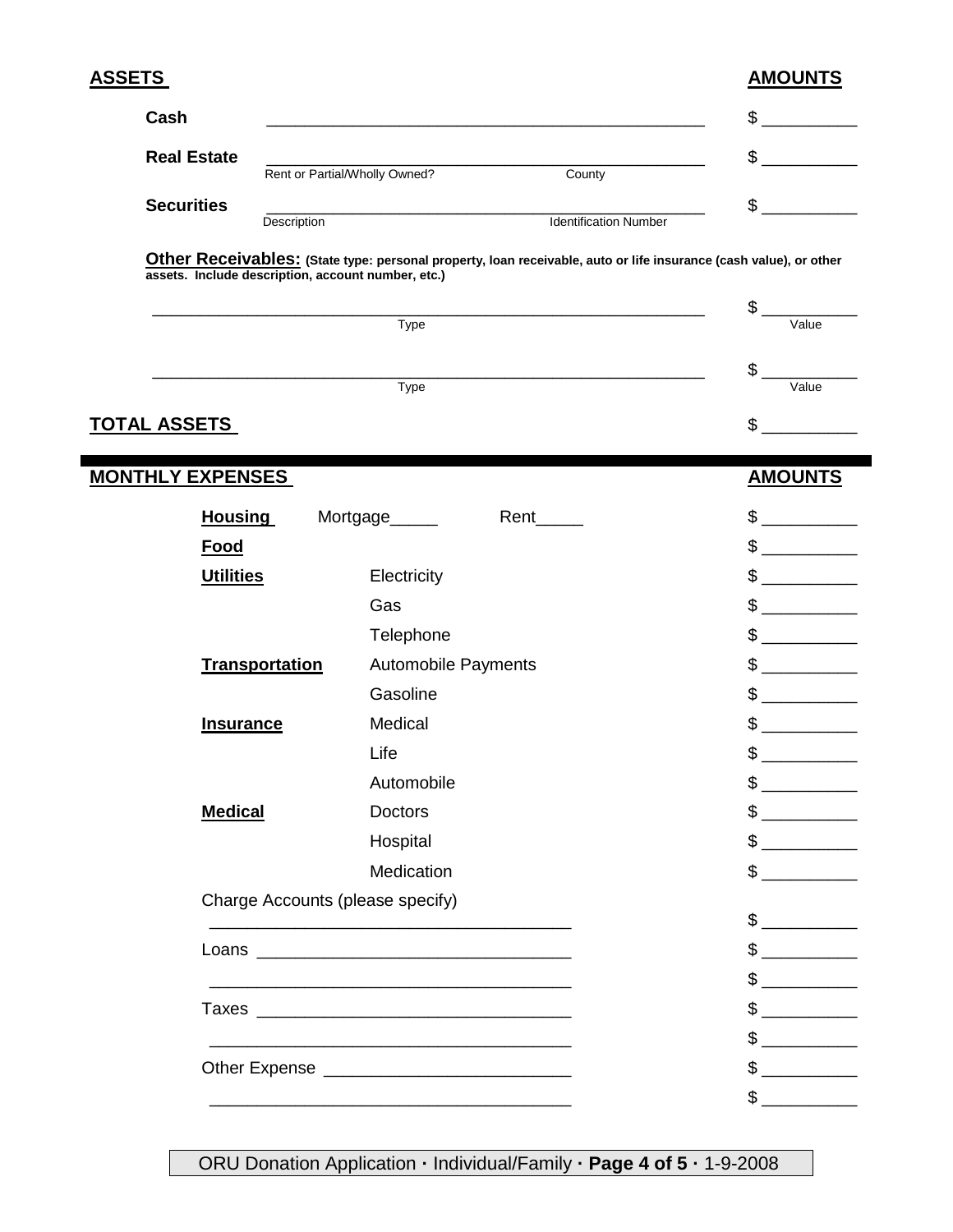## ASSETS

| | | AMOUNTS |
|---|---|---|
| **Cash** | ______________________________ | $ __________ |
| **Real Estate** | ______________________________<br>Rent or Partial/Wholly Owned? County | $ __________ |
| **Securities** | ______________________________<br>Description Identification Number | $ __________ |

**Other Receivables:** **(State type: personal property, loan receivable, auto or life insurance (cash value), or other assets. Include description, account number, etc.)**

| | |
|---|---|
| ______________________________<br>Type | $ __________<br>Value |
| ______________________________<br>Type | $ __________<br>Value |

**TOTAL ASSETS** $ __________

## MONTHLY EXPENSES

| | | AMOUNTS |
|---|---|---|
| **Housing** | Mortgage_____ Rent_____ | $ __________ |
| **Food** | | $ __________ |
| **Utilities** | Electricity | $ __________ |
| | Gas | $ __________ |
| | Telephone | $ __________ |
| **Transportation** | Automobile Payments | $ __________ |
| | Gasoline | $ __________ |
| **Insurance** | Medical | $ __________ |
| | Life | $ __________ |
| | Automobile | $ __________ |
| **Medical** | Doctors | $ __________ |
| | Hospital | $ __________ |
| | Medication | $ __________ |
| Charge Accounts (please specify) | | |
| ______________________________ | | $ __________ |
| Loans ______________________________ | | $ __________ |
| ______________________________ | | $ __________ |
| Taxes ______________________________ | | $ __________ |
| ______________________________ | | $ __________ |
| Other Expense ______________________________ | | $ __________ |
| ______________________________ | | $ __________ |

ORU Donation Application · Individual/Family · **Page 4 of 5 ·** 1-9-2008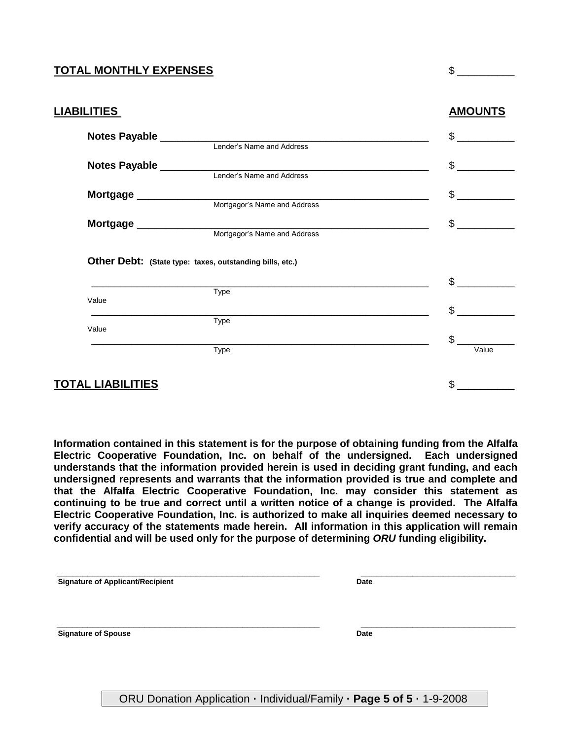**TOTAL MONTHLY EXPENSES** $ __________

**LIABILITIES** **AMOUNTS**

**Notes Payable** ______________________________________________ $ __________
Lender's Name and Address

**Notes Payable** ______________________________________________ $ __________
Lender's Name and Address

**Mortgage** ______________________________________________ $ __________
Mortgagor's Name and Address

**Mortgage** ______________________________________________ $ __________
Mortgagor's Name and Address

**Other Debt:** **(State type: taxes, outstanding bills, etc.)**

______________________________________________ $ __________
Type
Value

______________________________________________ $ __________
Type
Value

______________________________________________ $ __________
Type Value

**TOTAL LIABILITIES** $ __________

**Information contained in this statement is for the purpose of obtaining funding from the Alfalfa Electric Cooperative Foundation, Inc. on behalf of the undersigned. Each undersigned understands that the information provided herein is used in deciding grant funding, and each undersigned represents and warrants that the information provided is true and complete and that the Alfalfa Electric Cooperative Foundation, Inc. may consider this statement as continuing to be true and correct until a written notice of a change is provided. The Alfalfa Electric Cooperative Foundation, Inc. is authorized to make all inquiries deemed necessary to verify accuracy of the statements made herein. All information in this application will remain confidential and will be used only for the purpose of determining *ORU* funding eligibility.**

______________________________________________ ______________________________
**Signature of Applicant/Recipient** **Date**

______________________________________________ ______________________________
**Signature of Spouse** **Date**

ORU Donation Application · Individual/Family · **Page 5 of 5 ·** 1-9-2008